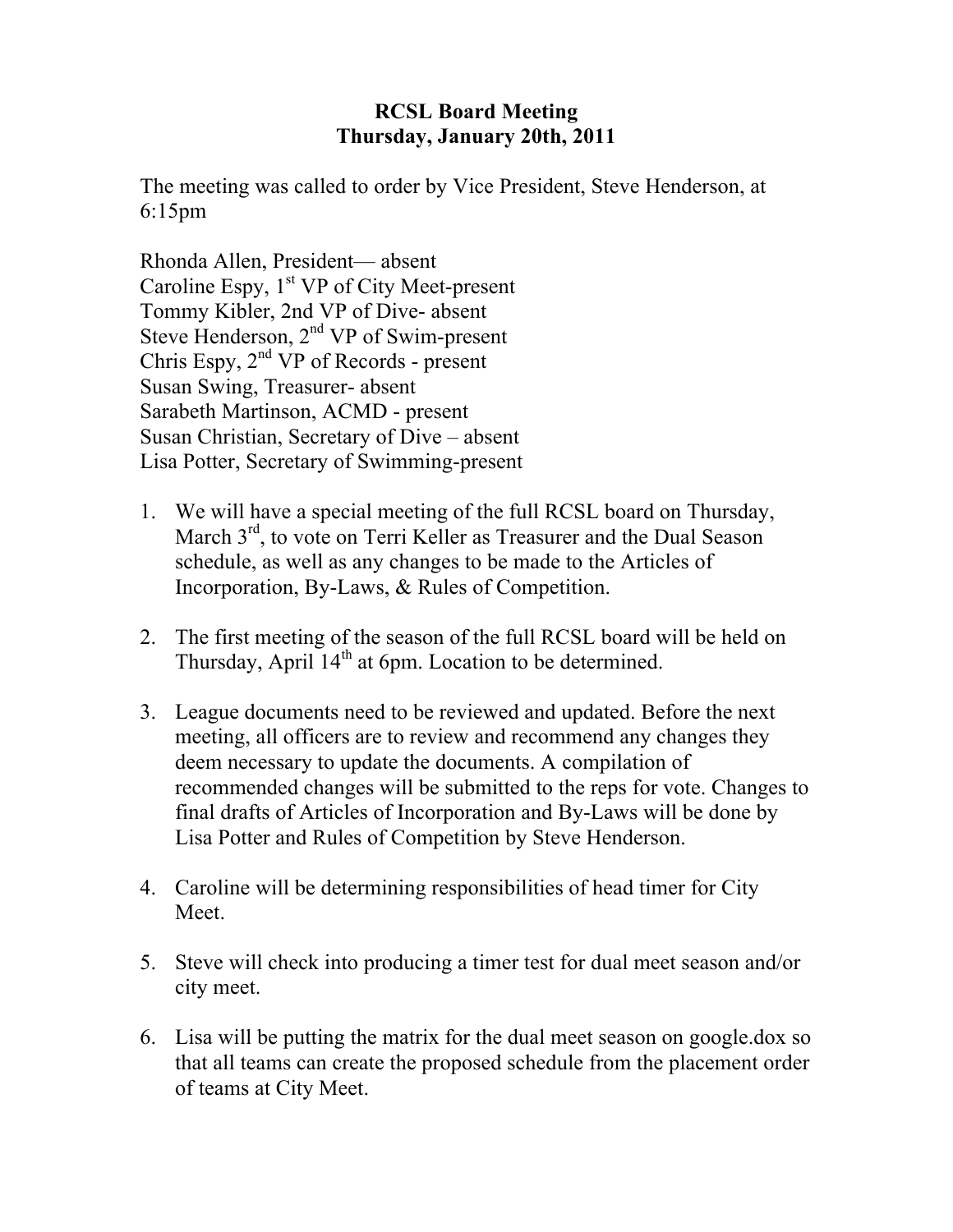# RCSL Board Meeting
## Thursday, January 20th, 2011

The meeting was called to order by Vice President, Steve Henderson, at 6:15pm

Rhonda Allen, President— absent
Caroline Espy, 1st VP of City Meet-present
Tommy Kibler, 2nd VP of Dive- absent
Steve Henderson, 2nd VP of Swim-present
Chris Espy, 2nd VP of Records - present
Susan Swing, Treasurer- absent
Sarabeth Martinson, ACMD - present
Susan Christian, Secretary of Dive – absent
Lisa Potter, Secretary of Swimming-present

1. We will have a special meeting of the full RCSL board on Thursday, March 3rd, to vote on Terri Keller as Treasurer and the Dual Season schedule, as well as any changes to be made to the Articles of Incorporation, By-Laws, & Rules of Competition.

2. The first meeting of the season of the full RCSL board will be held on Thursday, April 14th at 6pm. Location to be determined.

3. League documents need to be reviewed and updated. Before the next meeting, all officers are to review and recommend any changes they deem necessary to update the documents. A compilation of recommended changes will be submitted to the reps for vote. Changes to final drafts of Articles of Incorporation and By-Laws will be done by Lisa Potter and Rules of Competition by Steve Henderson.

4. Caroline will be determining responsibilities of head timer for City Meet.

5. Steve will check into producing a timer test for dual meet season and/or city meet.

6. Lisa will be putting the matrix for the dual meet season on google.dox so that all teams can create the proposed schedule from the placement order of teams at City Meet.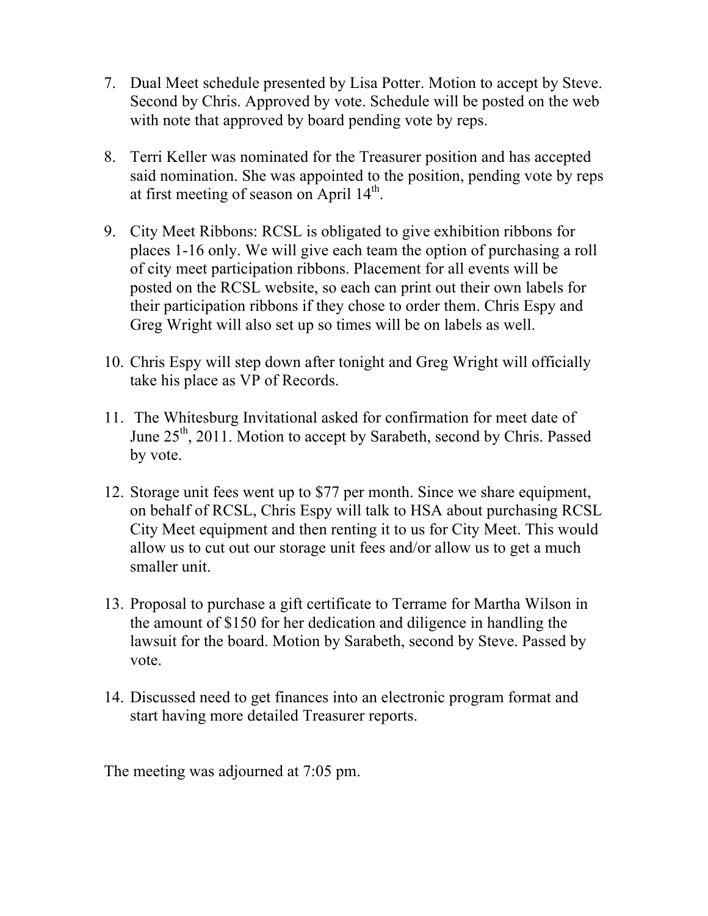7. Dual Meet schedule presented by Lisa Potter. Motion to accept by Steve. Second by Chris. Approved by vote. Schedule will be posted on the web with note that approved by board pending vote by reps.

8. Terri Keller was nominated for the Treasurer position and has accepted said nomination. She was appointed to the position, pending vote by reps at first meeting of season on April 14th.

9. City Meet Ribbons: RCSL is obligated to give exhibition ribbons for places 1-16 only. We will give each team the option of purchasing a roll of city meet participation ribbons. Placement for all events will be posted on the RCSL website, so each can print out their own labels for their participation ribbons if they chose to order them. Chris Espy and Greg Wright will also set up so times will be on labels as well.

10. Chris Espy will step down after tonight and Greg Wright will officially take his place as VP of Records.

11. The Whitesburg Invitational asked for confirmation for meet date of June 25th, 2011. Motion to accept by Sarabeth, second by Chris. Passed by vote.

12. Storage unit fees went up to $77 per month. Since we share equipment, on behalf of RCSL, Chris Espy will talk to HSA about purchasing RCSL City Meet equipment and then renting it to us for City Meet. This would allow us to cut out our storage unit fees and/or allow us to get a much smaller unit.

13. Proposal to purchase a gift certificate to Terrame for Martha Wilson in the amount of $150 for her dedication and diligence in handling the lawsuit for the board. Motion by Sarabeth, second by Steve. Passed by vote.

14. Discussed need to get finances into an electronic program format and start having more detailed Treasurer reports.

The meeting was adjourned at 7:05 pm.